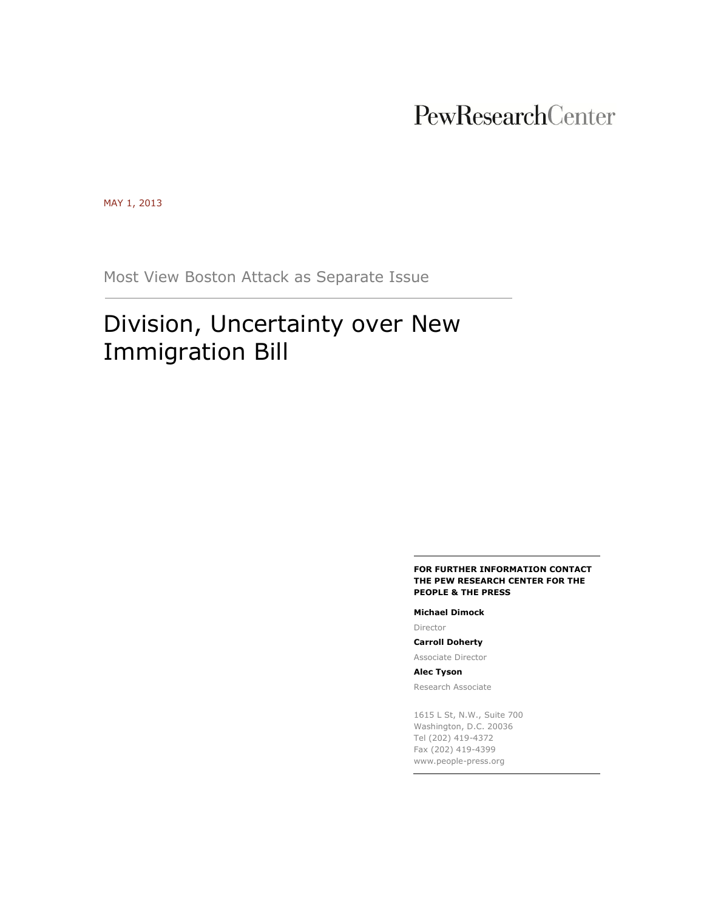PewResearchCenter

MAY 1, 2013

## Most View Boston Attack as Separate Issue

# Division, Uncertainty over New Immigration Bill

**FOR FURTHER INFORMATION CONTACT THE PEW RESEARCH CENTER FOR THE PEOPLE & THE PRESS**

**Michael Dimock**

Director

**Carroll Doherty**

Associate Director

**Alec Tyson**

Research Associate

1615 L St, N.W., Suite 700
Washington, D.C. 20036
Tel (202) 419-4372
Fax (202) 419-4399
www.people-press.org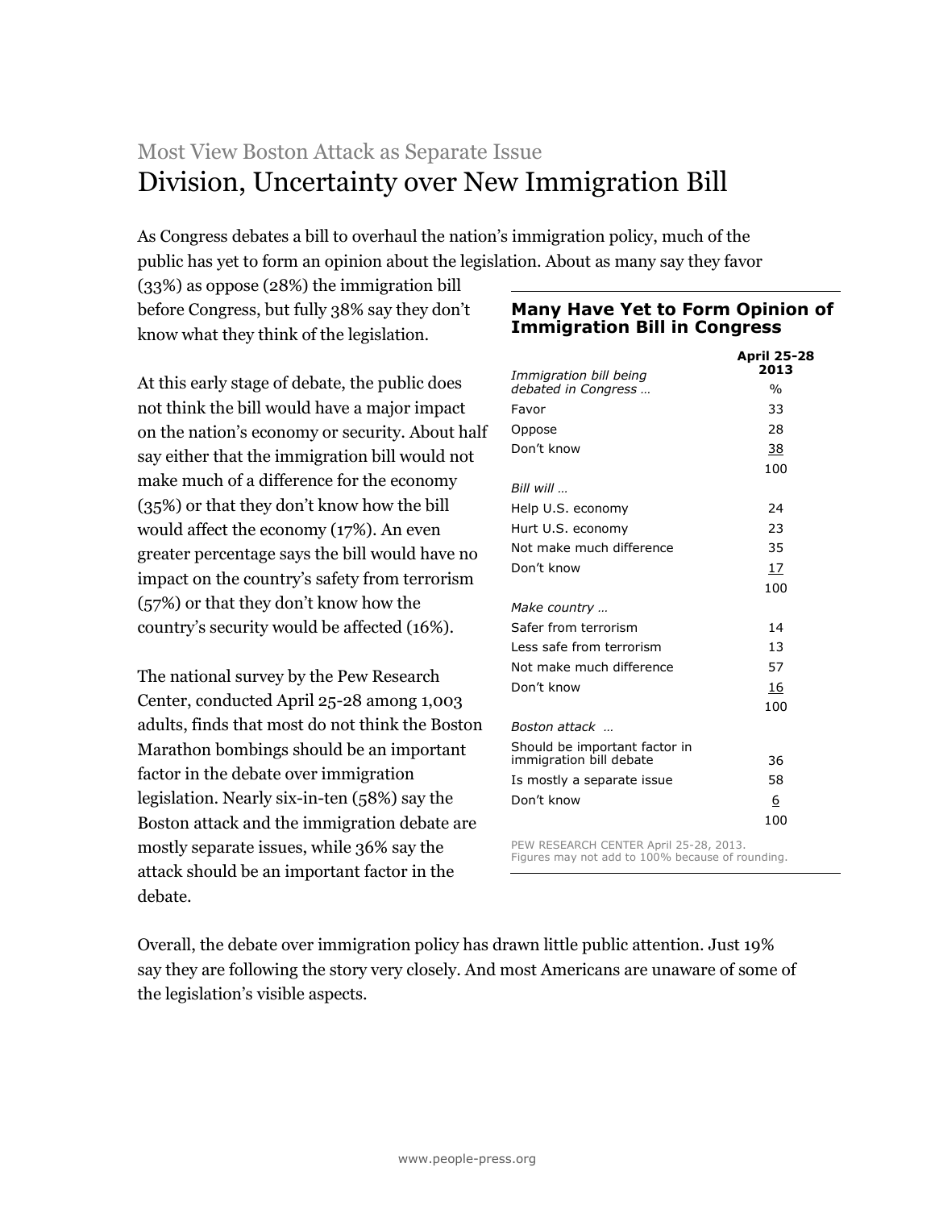## Most View Boston Attack as Separate Issue

# Division, Uncertainty over New Immigration Bill

As Congress debates a bill to overhaul the nation's immigration policy, much of the public has yet to form an opinion about the legislation. About as many say they favor (33%) as oppose (28%) the immigration bill before Congress, but fully 38% say they don't know what they think of the legislation.

At this early stage of debate, the public does not think the bill would have a major impact on the nation's economy or security. About half say either that the immigration bill would not make much of a difference for the economy (35%) or that they don't know how the bill would affect the economy (17%). An even greater percentage says the bill would have no impact on the country's safety from terrorism (57%) or that they don't know how the country's security would be affected (16%).

The national survey by the Pew Research Center, conducted April 25-28 among 1,003 adults, finds that most do not think the Boston Marathon bombings should be an important factor in the debate over immigration legislation. Nearly six-in-ten (58%) say the Boston attack and the immigration debate are mostly separate issues, while 36% say the attack should be an important factor in the debate.

**Many Have Yet to Form Opinion of Immigration Bill in Congress**

| *Immigration bill being debated in Congress …* | April 25-28 2013 % |
|---|---|
| Favor | 33 |
| Oppose | 28 |
| Don't know | 38 |
| | 100 |
| *Bill will …* | |
| Help U.S. economy | 24 |
| Hurt U.S. economy | 23 |
| Not make much difference | 35 |
| Don't know | 17 |
| | 100 |
| *Make country …* | |
| Safer from terrorism | 14 |
| Less safe from terrorism | 13 |
| Not make much difference | 57 |
| Don't know | 16 |
| | 100 |
| *Boston attack …* | |
| Should be important factor in immigration bill debate | 36 |
| Is mostly a separate issue | 58 |
| Don't know | 6 |
| | 100 |

PEW RESEARCH CENTER April 25-28, 2013. Figures may not add to 100% because of rounding.

Overall, the debate over immigration policy has drawn little public attention. Just 19% say they are following the story very closely. And most Americans are unaware of some of the legislation's visible aspects.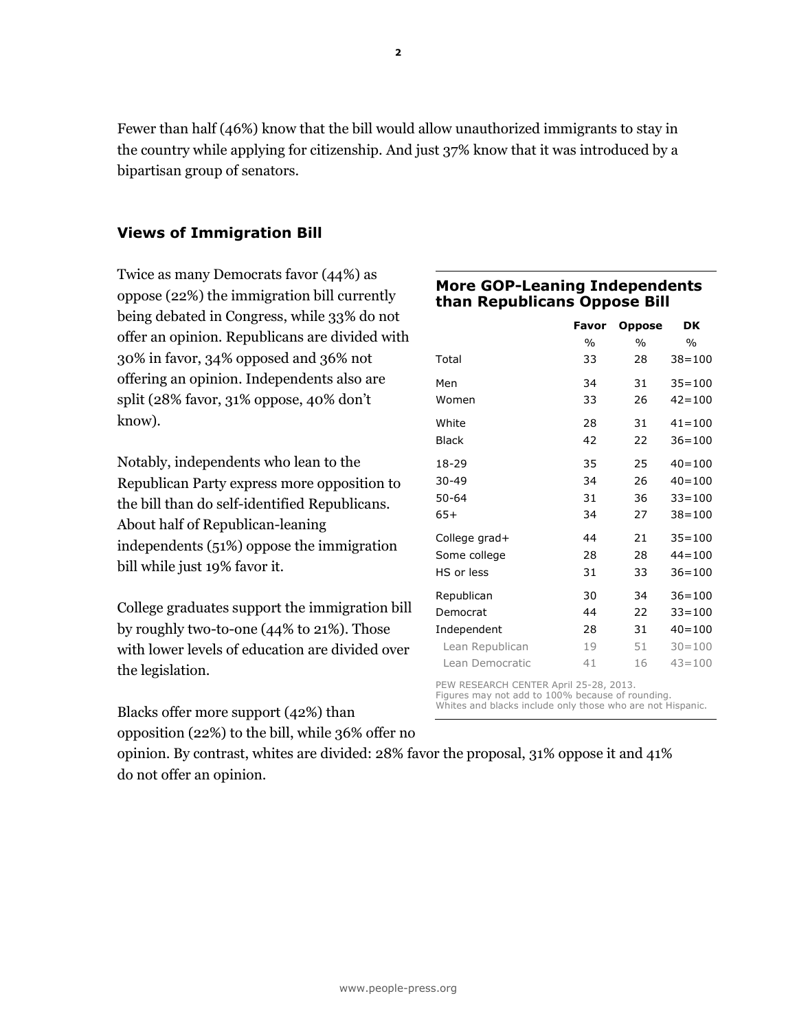Fewer than half (46%) know that the bill would allow unauthorized immigrants to stay in the country while applying for citizenship. And just 37% know that it was introduced by a bipartisan group of senators.

## Views of Immigration Bill

Twice as many Democrats favor (44%) as oppose (22%) the immigration bill currently being debated in Congress, while 33% do not offer an opinion. Republicans are divided with 30% in favor, 34% opposed and 36% not offering an opinion. Independents also are split (28% favor, 31% oppose, 40% don't know).

Notably, independents who lean to the Republican Party express more opposition to the bill than do self-identified Republicans. About half of Republican-leaning independents (51%) oppose the immigration bill while just 19% favor it.

College graduates support the immigration bill by roughly two-to-one (44% to 21%). Those with lower levels of education are divided over the legislation.

Blacks offer more support (42%) than opposition (22%) to the bill, while 36% offer no opinion. By contrast, whites are divided: 28% favor the proposal, 31% oppose it and 41% do not offer an opinion.

**More GOP-Leaning Independents than Republicans Oppose Bill**

| | Favor | Oppose | DK |
|---|---|---|---|
| | % | % | % |
| Total | 33 | 28 | 38=100 |
| Men | 34 | 31 | 35=100 |
| Women | 33 | 26 | 42=100 |
| White | 28 | 31 | 41=100 |
| Black | 42 | 22 | 36=100 |
| 18-29 | 35 | 25 | 40=100 |
| 30-49 | 34 | 26 | 40=100 |
| 50-64 | 31 | 36 | 33=100 |
| 65+ | 34 | 27 | 38=100 |
| College grad+ | 44 | 21 | 35=100 |
| Some college | 28 | 28 | 44=100 |
| HS or less | 31 | 33 | 36=100 |
| Republican | 30 | 34 | 36=100 |
| Democrat | 44 | 22 | 33=100 |
| Independent | 28 | 31 | 40=100 |
| Lean Republican | 19 | 51 | 30=100 |
| Lean Democratic | 41 | 16 | 43=100 |

PEW RESEARCH CENTER April 25-28, 2013.
Figures may not add to 100% because of rounding.
Whites and blacks include only those who are not Hispanic.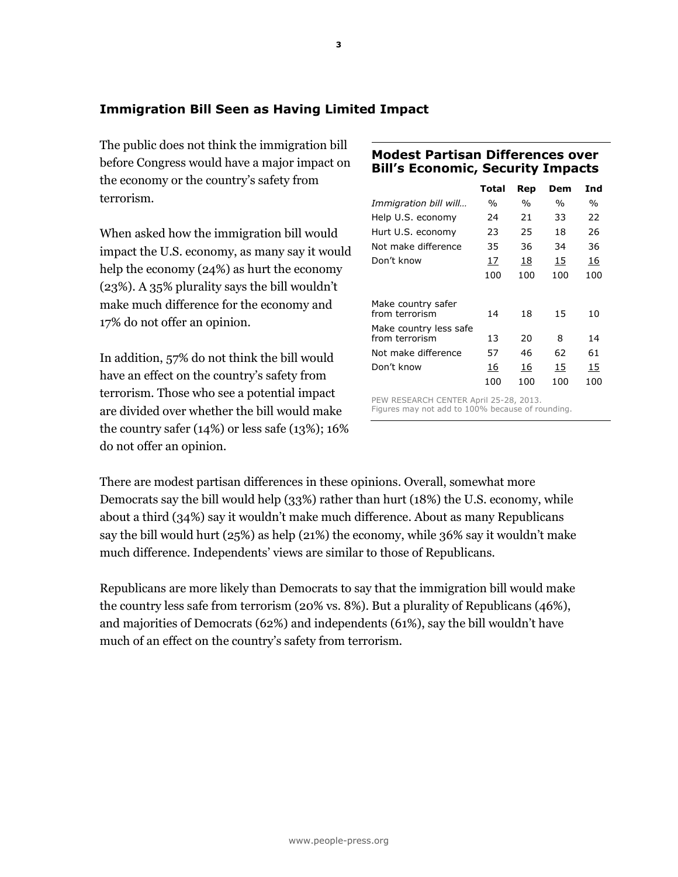## Immigration Bill Seen as Having Limited Impact

The public does not think the immigration bill before Congress would have a major impact on the economy or the country's safety from terrorism.

When asked how the immigration bill would impact the U.S. economy, as many say it would help the economy (24%) as hurt the economy (23%). A 35% plurality says the bill wouldn't make much difference for the economy and 17% do not offer an opinion.

In addition, 57% do not think the bill would have an effect on the country's safety from terrorism. Those who see a potential impact are divided over whether the bill would make the country safer (14%) or less safe (13%); 16% do not offer an opinion.

### Modest Partisan Differences over Bill's Economic, Security Impacts

| | Total | Rep | Dem | Ind |
|---|---|---|---|---|
| *Immigration bill will…* | % | % | % | % |
| Help U.S. economy | 24 | 21 | 33 | 22 |
| Hurt U.S. economy | 23 | 25 | 18 | 26 |
| Not make difference | 35 | 36 | 34 | 36 |
| Don't know | 17 | 18 | 15 | 16 |
| | 100 | 100 | 100 | 100 |
| Make country safer from terrorism | 14 | 18 | 15 | 10 |
| Make country less safe from terrorism | 13 | 20 | 8 | 14 |
| Not make difference | 57 | 46 | 62 | 61 |
| Don't know | 16 | 16 | 15 | 15 |
| | 100 | 100 | 100 | 100 |

PEW RESEARCH CENTER April 25-28, 2013.
Figures may not add to 100% because of rounding.

There are modest partisan differences in these opinions. Overall, somewhat more Democrats say the bill would help (33%) rather than hurt (18%) the U.S. economy, while about a third (34%) say it wouldn't make much difference. About as many Republicans say the bill would hurt (25%) as help (21%) the economy, while 36% say it wouldn't make much difference. Independents' views are similar to those of Republicans.

Republicans are more likely than Democrats to say that the immigration bill would make the country less safe from terrorism (20% vs. 8%). But a plurality of Republicans (46%), and majorities of Democrats (62%) and independents (61%), say the bill wouldn't have much of an effect on the country's safety from terrorism.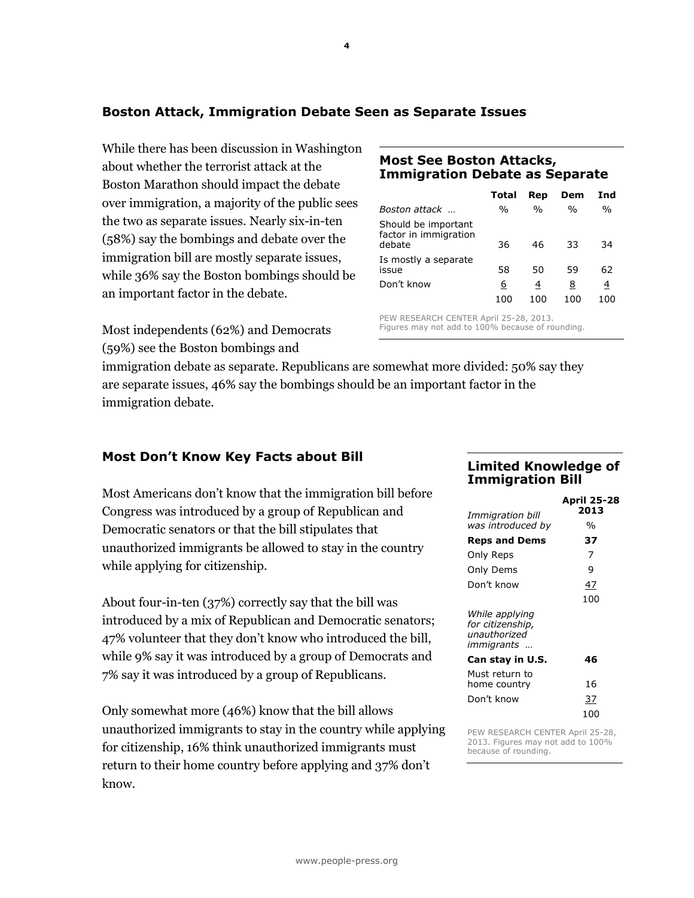## Boston Attack, Immigration Debate Seen as Separate Issues

While there has been discussion in Washington about whether the terrorist attack at the Boston Marathon should impact the debate over immigration, a majority of the public sees the two as separate issues. Nearly six-in-ten (58%) say the bombings and debate over the immigration bill are mostly separate issues, while 36% say the Boston bombings should be an important factor in the debate.

### Most See Boston Attacks, Immigration Debate as Separate

| | Total | Rep | Dem | Ind |
|---|---|---|---|---|
| *Boston attack …* | % | % | % | % |
| Should be important factor in immigration debate | 36 | 46 | 33 | 34 |
| Is mostly a separate issue | 58 | 50 | 59 | 62 |
| Don't know | 6 | 4 | 8 | 4 |
| | 100 | 100 | 100 | 100 |

PEW RESEARCH CENTER April 25-28, 2013. Figures may not add to 100% because of rounding.

Most independents (62%) and Democrats (59%) see the Boston bombings and immigration debate as separate. Republicans are somewhat more divided: 50% say they are separate issues, 46% say the bombings should be an important factor in the immigration debate.

## Most Don't Know Key Facts about Bill

Most Americans don't know that the immigration bill before Congress was introduced by a group of Republican and Democratic senators or that the bill stipulates that unauthorized immigrants be allowed to stay in the country while applying for citizenship.

About four-in-ten (37%) correctly say that the bill was introduced by a mix of Republican and Democratic senators; 47% volunteer that they don't know who introduced the bill, while 9% say it was introduced by a group of Democrats and 7% say it was introduced by a group of Republicans.

Only somewhat more (46%) know that the bill allows unauthorized immigrants to stay in the country while applying for citizenship, 16% think unauthorized immigrants must return to their home country before applying and 37% don't know.

### Limited Knowledge of Immigration Bill

| | April 25-28 2013 |
|---|---|
| *Immigration bill was introduced by* | % |
| **Reps and Dems** | **37** |
| Only Reps | 7 |
| Only Dems | 9 |
| Don't know | 47 |
| | 100 |
| *While applying for citizenship, unauthorized immigrants …* | |
| **Can stay in U.S.** | **46** |
| Must return to home country | 16 |
| Don't know | 37 |
| | 100 |

PEW RESEARCH CENTER April 25-28, 2013. Figures may not add to 100% because of rounding.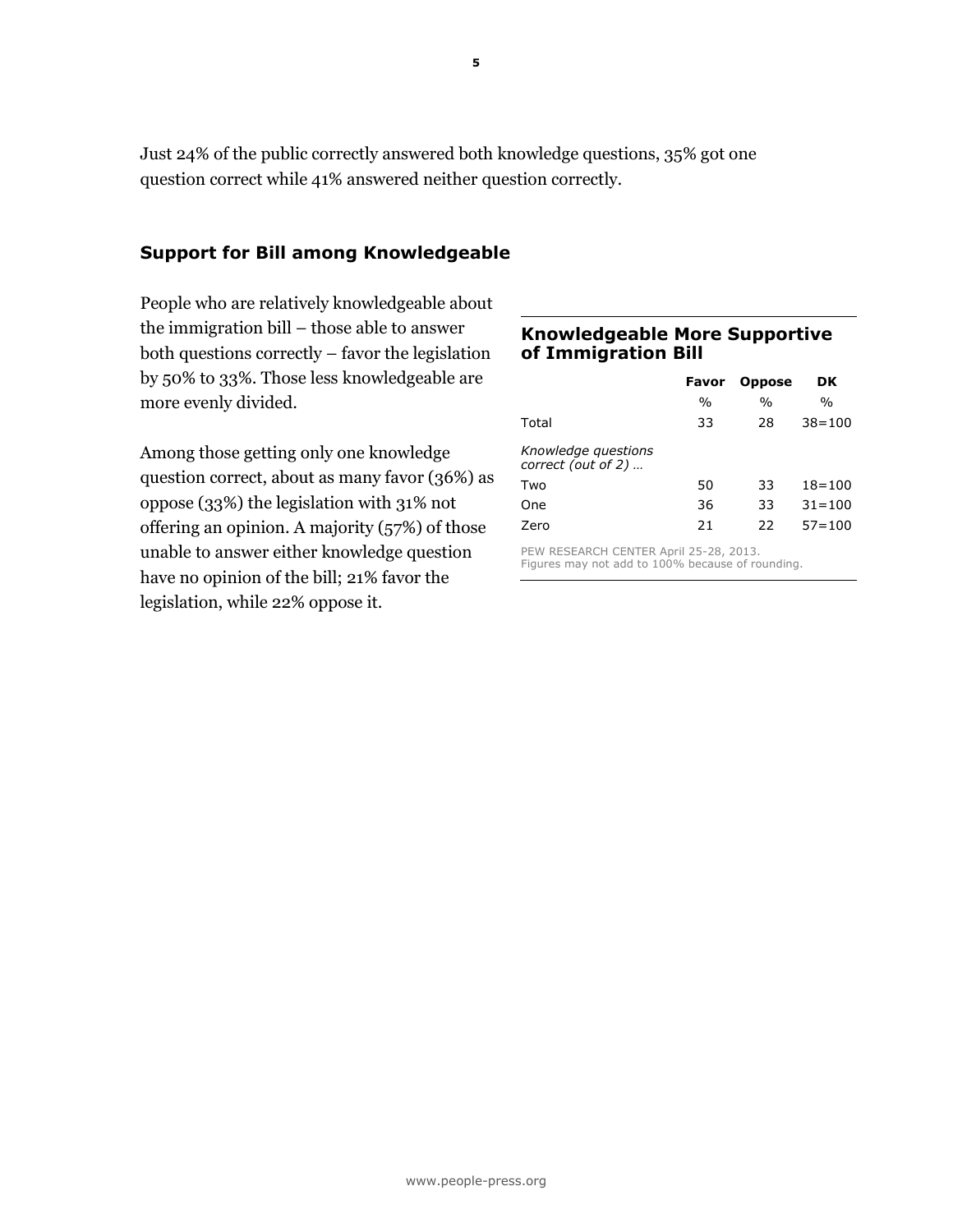Just 24% of the public correctly answered both knowledge questions, 35% got one question correct while 41% answered neither question correctly.

## Support for Bill among Knowledgeable

People who are relatively knowledgeable about the immigration bill – those able to answer both questions correctly – favor the legislation by 50% to 33%. Those less knowledgeable are more evenly divided.

Among those getting only one knowledge question correct, about as many favor (36%) as oppose (33%) the legislation with 31% not offering an opinion. A majority (57%) of those unable to answer either knowledge question have no opinion of the bill; 21% favor the legislation, while 22% oppose it.

### Knowledgeable More Supportive of Immigration Bill

| | Favor | Oppose | DK |
|---|---|---|---|
| | % | % | % |
| Total | 33 | 28 | 38=100 |
| *Knowledge questions correct (out of 2) …* | | | |
| Two | 50 | 33 | 18=100 |
| One | 36 | 33 | 31=100 |
| Zero | 21 | 22 | 57=100 |

PEW RESEARCH CENTER April 25-28, 2013.
Figures may not add to 100% because of rounding.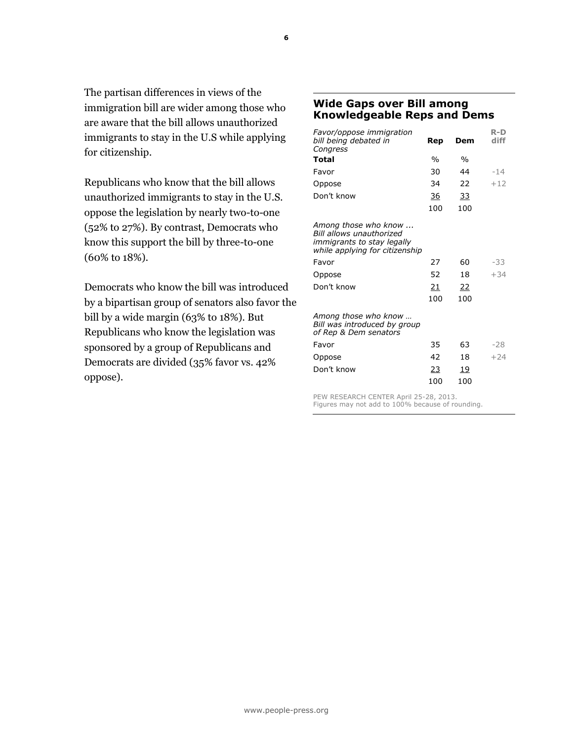The partisan differences in views of the immigration bill are wider among those who are aware that the bill allows unauthorized immigrants to stay in the U.S while applying for citizenship.

Republicans who know that the bill allows unauthorized immigrants to stay in the U.S. oppose the legislation by nearly two-to-one (52% to 27%). By contrast, Democrats who know this support the bill by three-to-one (60% to 18%).

Democrats who know the bill was introduced by a bipartisan group of senators also favor the bill by a wide margin (63% to 18%). But Republicans who know the legislation was sponsored by a group of Republicans and Democrats are divided (35% favor vs. 42% oppose).

## Wide Gaps over Bill among Knowledgeable Reps and Dems

| *Favor/oppose immigration bill being debated in Congress* | **Rep** | **Dem** | **R-D diff** |
|---|---|---|---|
| **Total** | % | % | |
| Favor | 30 | 44 | -14 |
| Oppose | 34 | 22 | +12 |
| Don't know | 36 | 33 | |
| | 100 | 100 | |
| *Among those who know ... Bill allows unauthorized immigrants to stay legally while applying for citizenship* | | | |
| Favor | 27 | 60 | -33 |
| Oppose | 52 | 18 | +34 |
| Don't know | 21 | 22 | |
| | 100 | 100 | |
| *Among those who know … Bill was introduced by group of Rep & Dem senators* | | | |
| Favor | 35 | 63 | -28 |
| Oppose | 42 | 18 | +24 |
| Don't know | 23 | 19 | |
| | 100 | 100 | |

PEW RESEARCH CENTER April 25-28, 2013. Figures may not add to 100% because of rounding.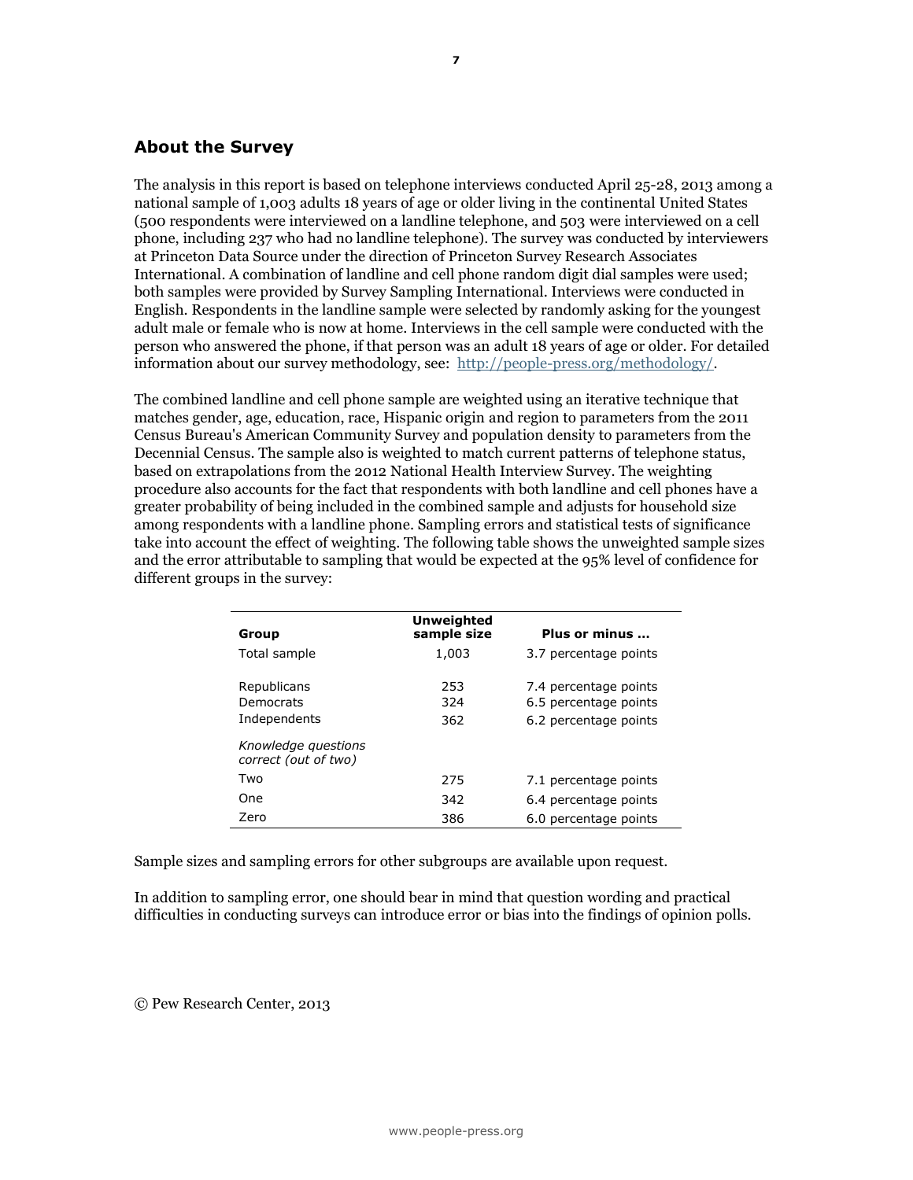## About the Survey

The analysis in this report is based on telephone interviews conducted April 25-28, 2013 among a national sample of 1,003 adults 18 years of age or older living in the continental United States (500 respondents were interviewed on a landline telephone, and 503 were interviewed on a cell phone, including 237 who had no landline telephone). The survey was conducted by interviewers at Princeton Data Source under the direction of Princeton Survey Research Associates International. A combination of landline and cell phone random digit dial samples were used; both samples were provided by Survey Sampling International. Interviews were conducted in English. Respondents in the landline sample were selected by randomly asking for the youngest adult male or female who is now at home. Interviews in the cell sample were conducted with the person who answered the phone, if that person was an adult 18 years of age or older. For detailed information about our survey methodology, see: [http://people-press.org/methodology/](http://people-press.org/methodology/).

The combined landline and cell phone sample are weighted using an iterative technique that matches gender, age, education, race, Hispanic origin and region to parameters from the 2011 Census Bureau's American Community Survey and population density to parameters from the Decennial Census. The sample also is weighted to match current patterns of telephone status, based on extrapolations from the 2012 National Health Interview Survey. The weighting procedure also accounts for the fact that respondents with both landline and cell phones have a greater probability of being included in the combined sample and adjusts for household size among respondents with a landline phone. Sampling errors and statistical tests of significance take into account the effect of weighting. The following table shows the unweighted sample sizes and the error attributable to sampling that would be expected at the 95% level of confidence for different groups in the survey:

| Group | Unweighted sample size | Plus or minus ... |
|---|---|---|
| Total sample | 1,003 | 3.7 percentage points |
| Republicans | 253 | 7.4 percentage points |
| Democrats | 324 | 6.5 percentage points |
| Independents | 362 | 6.2 percentage points |
| *Knowledge questions correct (out of two)* | | |
| Two | 275 | 7.1 percentage points |
| One | 342 | 6.4 percentage points |
| Zero | 386 | 6.0 percentage points |

Sample sizes and sampling errors for other subgroups are available upon request.

In addition to sampling error, one should bear in mind that question wording and practical difficulties in conducting surveys can introduce error or bias into the findings of opinion polls.

© Pew Research Center, 2013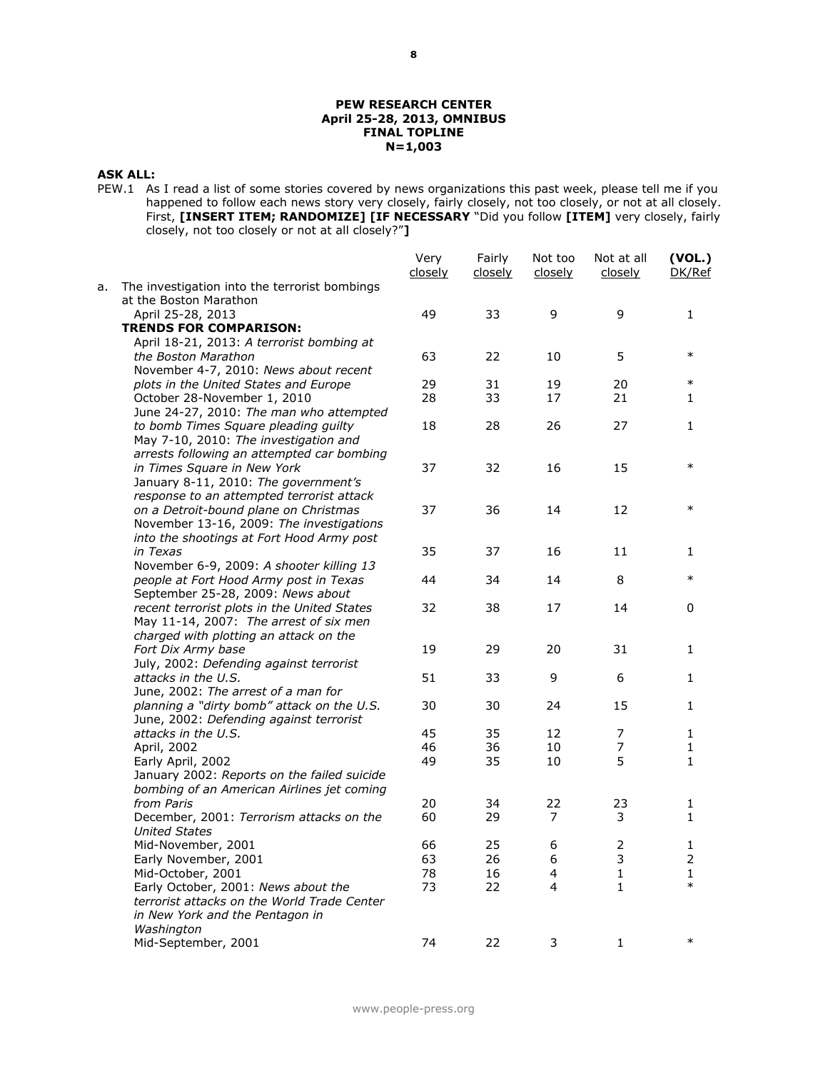**PEW RESEARCH CENTER**
**April 25-28, 2013, OMNIBUS**
**FINAL TOPLINE**
**N=1,003**

**ASK ALL:**

PEW.1 As I read a list of some stories covered by news organizations this past week, please tell me if you happened to follow each news story very closely, fairly closely, not too closely, or not at all closely. First, **[INSERT ITEM; RANDOMIZE] [IF NECESSARY** "Did you follow **[ITEM]** very closely, fairly closely, not too closely or not at all closely?"**]**

| | Very closely | Fairly closely | Not too closely | Not at all closely | (VOL.) DK/Ref |
|---|---|---|---|---|---|
| a. The investigation into the terrorist bombings at the Boston Marathon | | | | | |
| April 25-28, 2013 | 49 | 33 | 9 | 9 | 1 |
| **TRENDS FOR COMPARISON:** | | | | | |
| April 18-21, 2013: *A terrorist bombing at the Boston Marathon* | 63 | 22 | 10 | 5 | * |
| November 4-7, 2010: *News about recent plots in the United States and Europe* | 29 | 31 | 19 | 20 | * |
| October 28-November 1, 2010 | 28 | 33 | 17 | 21 | 1 |
| June 24-27, 2010: *The man who attempted to bomb Times Square pleading guilty* | 18 | 28 | 26 | 27 | 1 |
| May 7-10, 2010: *The investigation and arrests following an attempted car bombing in Times Square in New York* | 37 | 32 | 16 | 15 | * |
| January 8-11, 2010: *The government's response to an attempted terrorist attack on a Detroit-bound plane on Christmas* | 37 | 36 | 14 | 12 | * |
| November 13-16, 2009: *The investigations into the shootings at Fort Hood Army post in Texas* | 35 | 37 | 16 | 11 | 1 |
| November 6-9, 2009: *A shooter killing 13 people at Fort Hood Army post in Texas* | 44 | 34 | 14 | 8 | * |
| September 25-28, 2009: *News about recent terrorist plots in the United States* | 32 | 38 | 17 | 14 | 0 |
| May 11-14, 2007: *The arrest of six men charged with plotting an attack on the Fort Dix Army base* | 19 | 29 | 20 | 31 | 1 |
| July, 2002: *Defending against terrorist attacks in the U.S.* | 51 | 33 | 9 | 6 | 1 |
| June, 2002: *The arrest of a man for planning a "dirty bomb" attack on the U.S.* | 30 | 30 | 24 | 15 | 1 |
| June, 2002: *Defending against terrorist attacks in the U.S.* | 45 | 35 | 12 | 7 | 1 |
| April, 2002 | 46 | 36 | 10 | 7 | 1 |
| Early April, 2002 | 49 | 35 | 10 | 5 | 1 |
| January 2002: *Reports on the failed suicide bombing of an American Airlines jet coming from Paris* | 20 | 34 | 22 | 23 | 1 |
| December, 2001: *Terrorism attacks on the United States* | 60 | 29 | 7 | 3 | 1 |
| Mid-November, 2001 | 66 | 25 | 6 | 2 | 1 |
| Early November, 2001 | 63 | 26 | 6 | 3 | 2 |
| Mid-October, 2001 | 78 | 16 | 4 | 1 | 1 |
| Early October, 2001: *News about the terrorist attacks on the World Trade Center in New York and the Pentagon in Washington* | 73 | 22 | 4 | 1 | * |
| Mid-September, 2001 | 74 | 22 | 3 | 1 | * |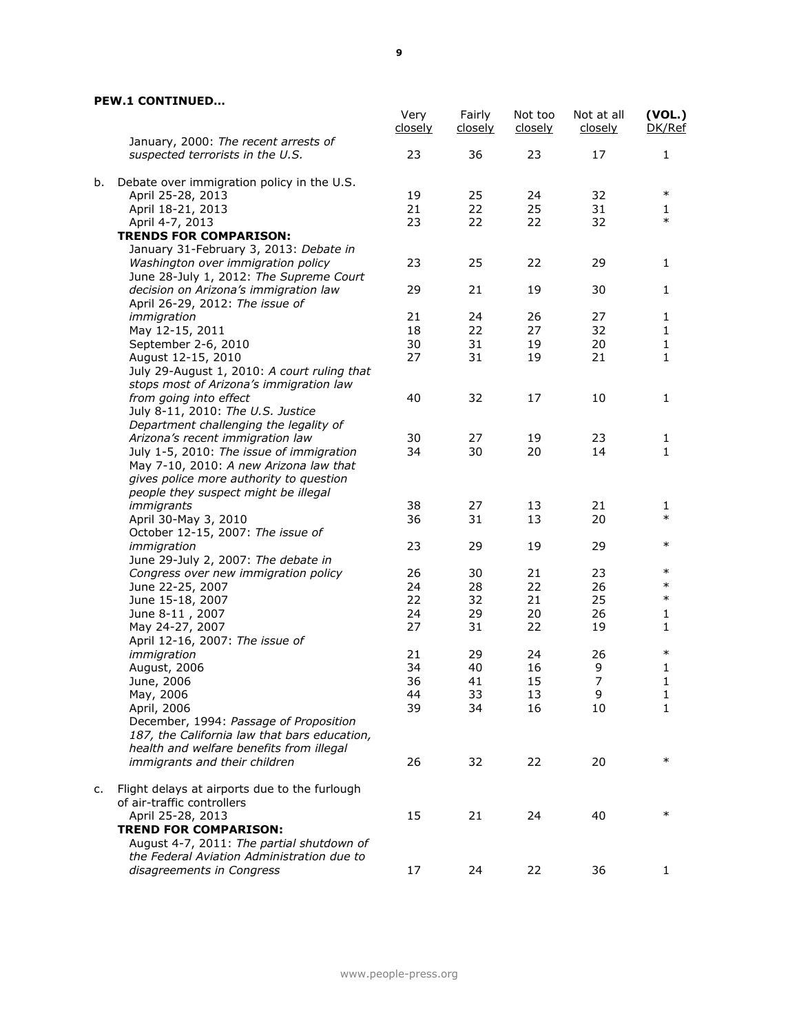**PEW.1 CONTINUED…**

| | Very closely | Fairly closely | Not too closely | Not at all closely | **(VOL.)** DK/Ref |
|---|---|---|---|---|---|
| January, 2000: *The recent arrests of suspected terrorists in the U.S.* | 23 | 36 | 23 | 17 | 1 |
| b. Debate over immigration policy in the U.S. | | | | | |
| April 25-28, 2013 | 19 | 25 | 24 | 32 | * |
| April 18-21, 2013 | 21 | 22 | 25 | 31 | 1 |
| April 4-7, 2013 | 23 | 22 | 22 | 32 | * |
| **TRENDS FOR COMPARISON:** | | | | | |
| January 31-February 3, 2013: *Debate in Washington over immigration policy* | 23 | 25 | 22 | 29 | 1 |
| June 28-July 1, 2012: *The Supreme Court decision on Arizona's immigration law* | 29 | 21 | 19 | 30 | 1 |
| April 26-29, 2012: *The issue of immigration* | 21 | 24 | 26 | 27 | 1 |
| May 12-15, 2011 | 18 | 22 | 27 | 32 | 1 |
| September 2-6, 2010 | 30 | 31 | 19 | 20 | 1 |
| August 12-15, 2010 | 27 | 31 | 19 | 21 | 1 |
| July 29-August 1, 2010: *A court ruling that stops most of Arizona's immigration law from going into effect* | 40 | 32 | 17 | 10 | 1 |
| July 8-11, 2010: *The U.S. Justice Department challenging the legality of Arizona's recent immigration law* | 30 | 27 | 19 | 23 | 1 |
| July 1-5, 2010: *The issue of immigration* | 34 | 30 | 20 | 14 | 1 |
| May 7-10, 2010: *A new Arizona law that gives police more authority to question people they suspect might be illegal immigrants* | 38 | 27 | 13 | 21 | 1 |
| April 30-May 3, 2010 | 36 | 31 | 13 | 20 | * |
| October 12-15, 2007: *The issue of immigration* | 23 | 29 | 19 | 29 | * |
| June 29-July 2, 2007: *The debate in Congress over new immigration policy* | 26 | 30 | 21 | 23 | * |
| June 22-25, 2007 | 24 | 28 | 22 | 26 | * |
| June 15-18, 2007 | 22 | 32 | 21 | 25 | * |
| June 8-11 , 2007 | 24 | 29 | 20 | 26 | 1 |
| May 24-27, 2007 | 27 | 31 | 22 | 19 | 1 |
| April 12-16, 2007: *The issue of immigration* | 21 | 29 | 24 | 26 | * |
| August, 2006 | 34 | 40 | 16 | 9 | 1 |
| June, 2006 | 36 | 41 | 15 | 7 | 1 |
| May, 2006 | 44 | 33 | 13 | 9 | 1 |
| April, 2006 | 39 | 34 | 16 | 10 | 1 |
| December, 1994: *Passage of Proposition 187, the California law that bars education, health and welfare benefits from illegal immigrants and their children* | 26 | 32 | 22 | 20 | * |
| c. Flight delays at airports due to the furlough of air-traffic controllers | | | | | |
| April 25-28, 2013 | 15 | 21 | 24 | 40 | * |
| **TREND FOR COMPARISON:** | | | | | |
| August 4-7, 2011: *The partial shutdown of the Federal Aviation Administration due to disagreements in Congress* | 17 | 24 | 22 | 36 | 1 |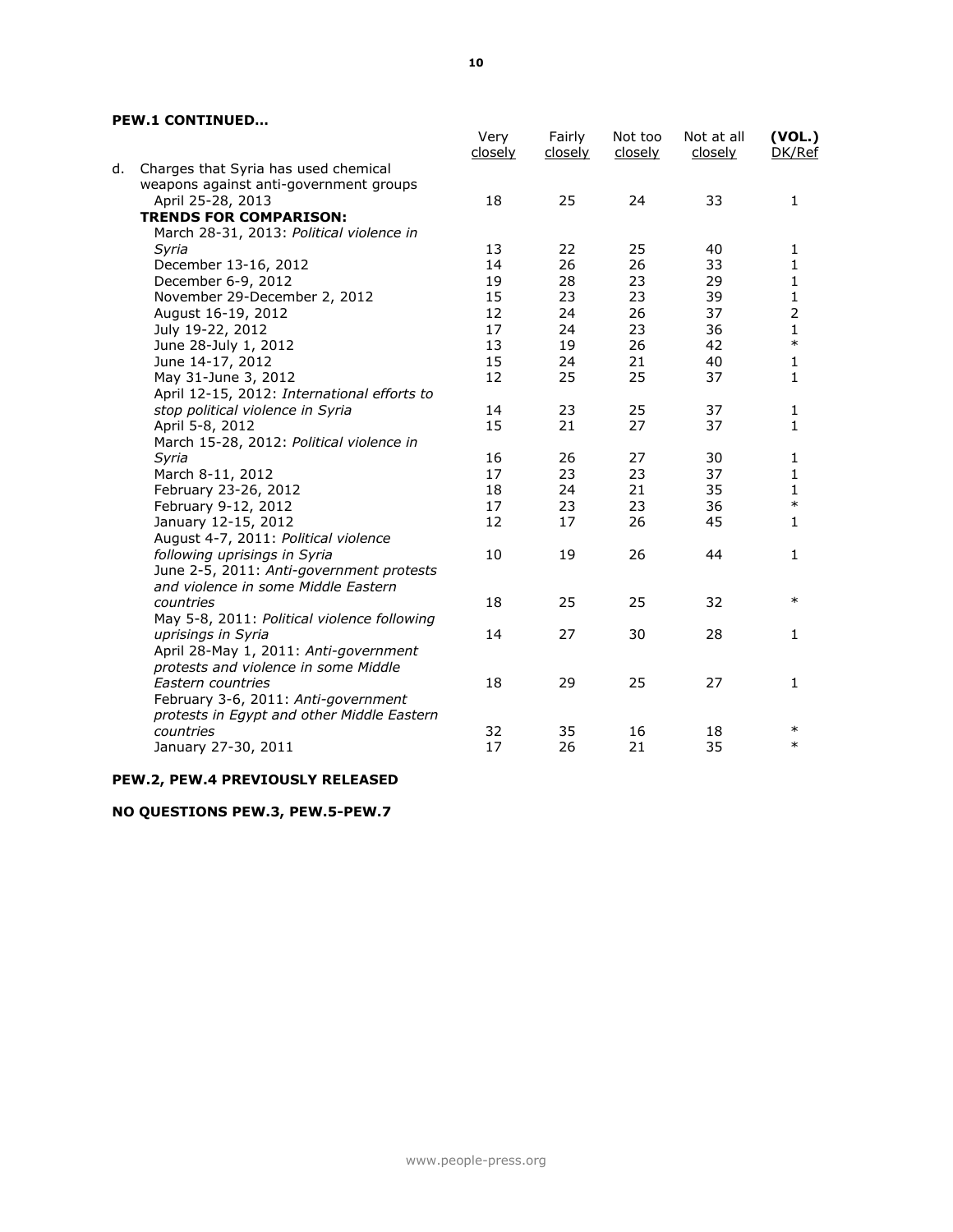**PEW.1 CONTINUED…**

| | Very closely | Fairly closely | Not too closely | Not at all closely | (VOL.) DK/Ref |
|---|---|---|---|---|---|
| d. Charges that Syria has used chemical weapons against anti-government groups | | | | | |
| April 25-28, 2013 | 18 | 25 | 24 | 33 | 1 |
| **TRENDS FOR COMPARISON:** | | | | | |
| March 28-31, 2013: *Political violence in Syria* | 13 | 22 | 25 | 40 | 1 |
| December 13-16, 2012 | 14 | 26 | 26 | 33 | 1 |
| December 6-9, 2012 | 19 | 28 | 23 | 29 | 1 |
| November 29-December 2, 2012 | 15 | 23 | 23 | 39 | 1 |
| August 16-19, 2012 | 12 | 24 | 26 | 37 | 2 |
| July 19-22, 2012 | 17 | 24 | 23 | 36 | 1 |
| June 28-July 1, 2012 | 13 | 19 | 26 | 42 | * |
| June 14-17, 2012 | 15 | 24 | 21 | 40 | 1 |
| May 31-June 3, 2012 | 12 | 25 | 25 | 37 | 1 |
| April 12-15, 2012: *International efforts to stop political violence in Syria* | 14 | 23 | 25 | 37 | 1 |
| April 5-8, 2012 | 15 | 21 | 27 | 37 | 1 |
| March 15-28, 2012: *Political violence in Syria* | 16 | 26 | 27 | 30 | 1 |
| March 8-11, 2012 | 17 | 23 | 23 | 37 | 1 |
| February 23-26, 2012 | 18 | 24 | 21 | 35 | 1 |
| February 9-12, 2012 | 17 | 23 | 23 | 36 | * |
| January 12-15, 2012 | 12 | 17 | 26 | 45 | 1 |
| August 4-7, 2011: *Political violence following uprisings in Syria* | 10 | 19 | 26 | 44 | 1 |
| June 2-5, 2011: *Anti-government protests and violence in some Middle Eastern countries* | 18 | 25 | 25 | 32 | * |
| May 5-8, 2011: *Political violence following uprisings in Syria* | 14 | 27 | 30 | 28 | 1 |
| April 28-May 1, 2011: *Anti-government protests and violence in some Middle Eastern countries* | 18 | 29 | 25 | 27 | 1 |
| February 3-6, 2011: *Anti-government protests in Egypt and other Middle Eastern countries* | 32 | 35 | 16 | 18 | * |
| January 27-30, 2011 | 17 | 26 | 21 | 35 | * |

**PEW.2, PEW.4 PREVIOUSLY RELEASED**

**NO QUESTIONS PEW.3, PEW.5-PEW.7**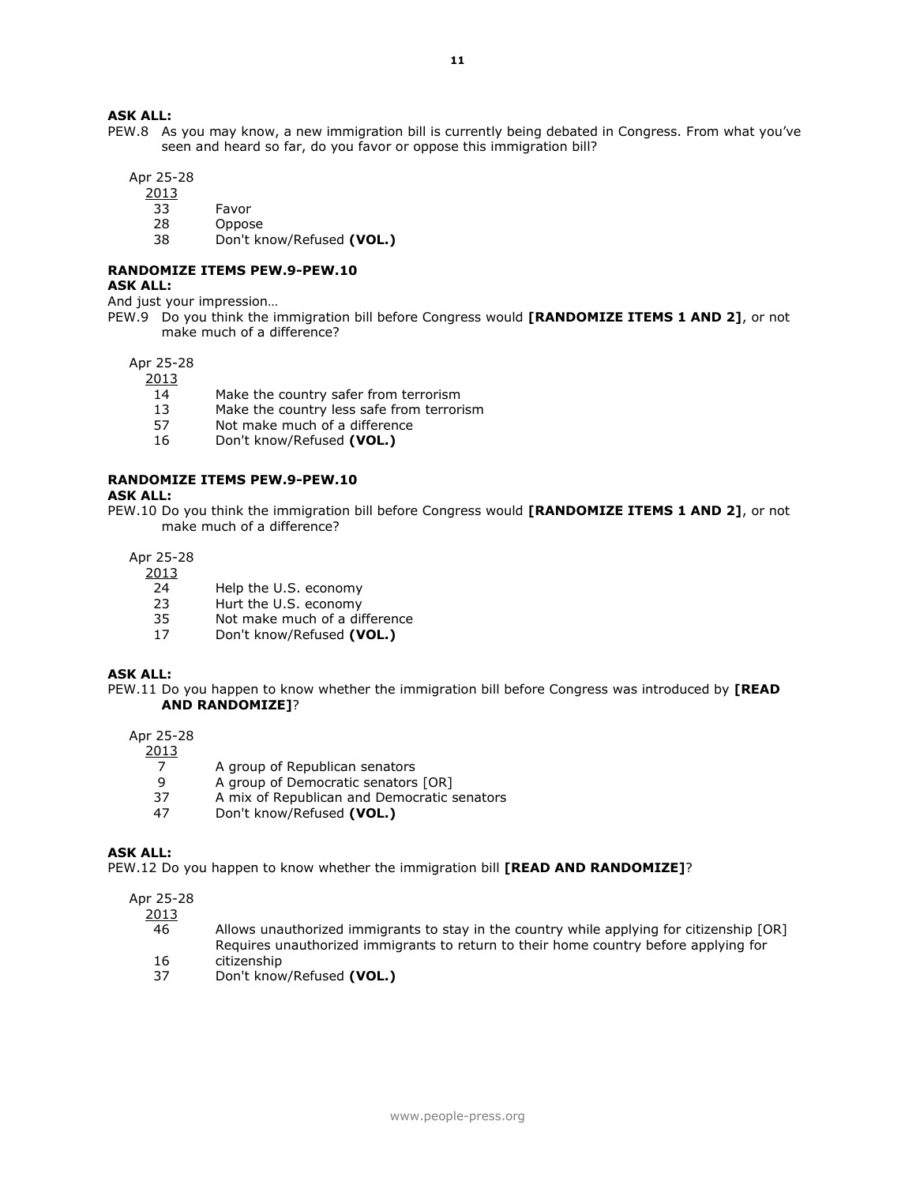**ASK ALL:**

PEW.8 As you may know, a new immigration bill is currently being debated in Congress. From what you've seen and heard so far, do you favor or oppose this immigration bill?

| Apr 25-28 2013 | |
|---|---|
| 33 | Favor |
| 28 | Oppose |
| 38 | Don't know/Refused **(VOL.)** |

**RANDOMIZE ITEMS PEW.9-PEW.10**

**ASK ALL:**

And just your impression…

PEW.9 Do you think the immigration bill before Congress would **[RANDOMIZE ITEMS 1 AND 2]**, or not make much of a difference?

| Apr 25-28 2013 | |
|---|---|
| 14 | Make the country safer from terrorism |
| 13 | Make the country less safe from terrorism |
| 57 | Not make much of a difference |
| 16 | Don't know/Refused **(VOL.)** |

**RANDOMIZE ITEMS PEW.9-PEW.10**

**ASK ALL:**

PEW.10 Do you think the immigration bill before Congress would **[RANDOMIZE ITEMS 1 AND 2]**, or not make much of a difference?

| Apr 25-28 2013 | |
|---|---|
| 24 | Help the U.S. economy |
| 23 | Hurt the U.S. economy |
| 35 | Not make much of a difference |
| 17 | Don't know/Refused **(VOL.)** |

**ASK ALL:**

PEW.11 Do you happen to know whether the immigration bill before Congress was introduced by **[READ AND RANDOMIZE]**?

| Apr 25-28 2013 | |
|---|---|
| 7 | A group of Republican senators |
| 9 | A group of Democratic senators [OR] |
| 37 | A mix of Republican and Democratic senators |
| 47 | Don't know/Refused **(VOL.)** |

**ASK ALL:**

PEW.12 Do you happen to know whether the immigration bill **[READ AND RANDOMIZE]**?

| Apr 25-28 2013 | |
|---|---|
| 46 | Allows unauthorized immigrants to stay in the country while applying for citizenship [OR] |
| 16 | Requires unauthorized immigrants to return to their home country before applying for citizenship |
| 37 | Don't know/Refused **(VOL.)** |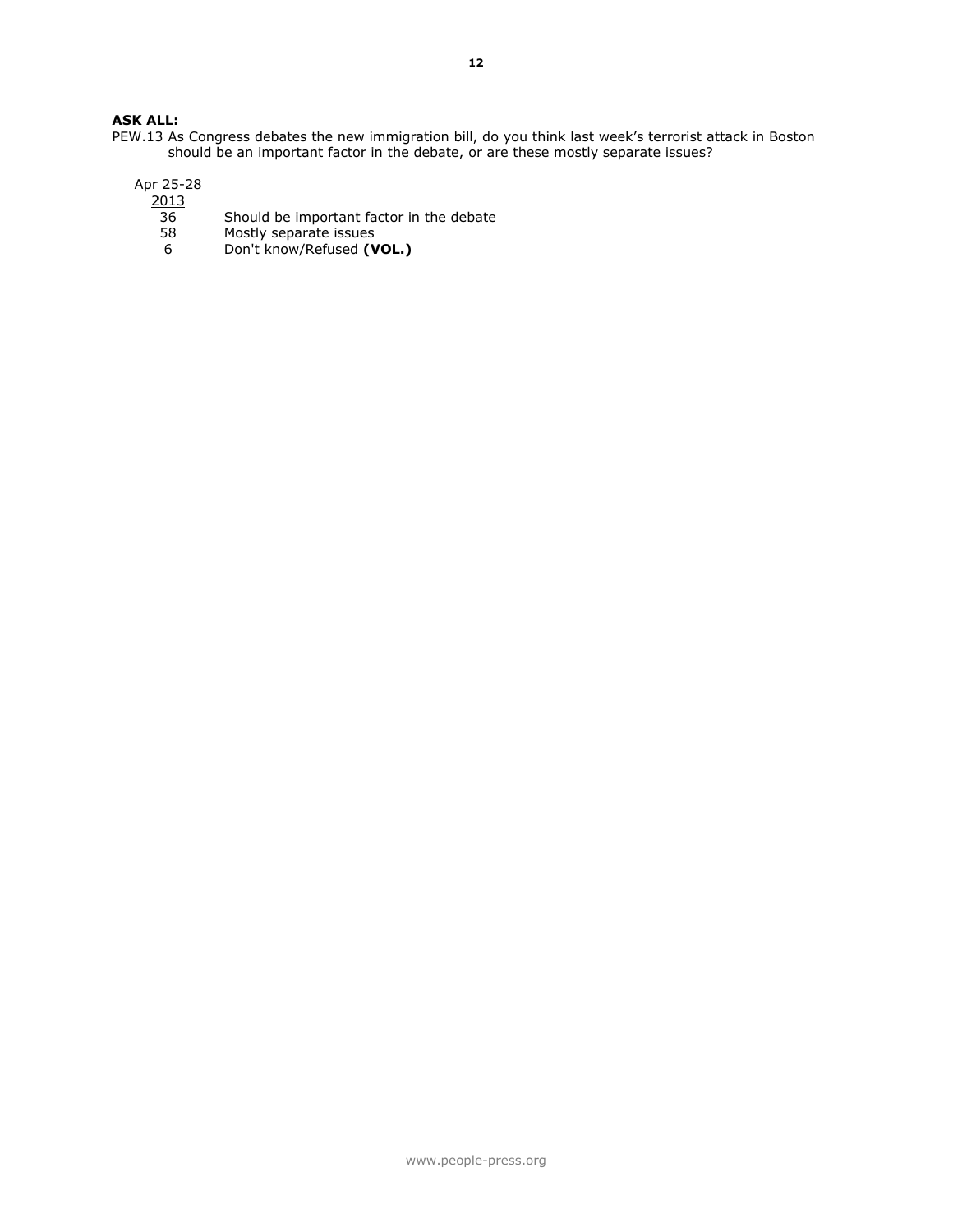**ASK ALL:**

PEW.13 As Congress debates the new immigration bill, do you think last week's terrorist attack in Boston should be an important factor in the debate, or are these mostly separate issues?

| Apr 25-28 2013 | |
|---|---|
| 36 | Should be important factor in the debate |
| 58 | Mostly separate issues |
| 6 | Don't know/Refused **(VOL.)** |

www.people-press.org